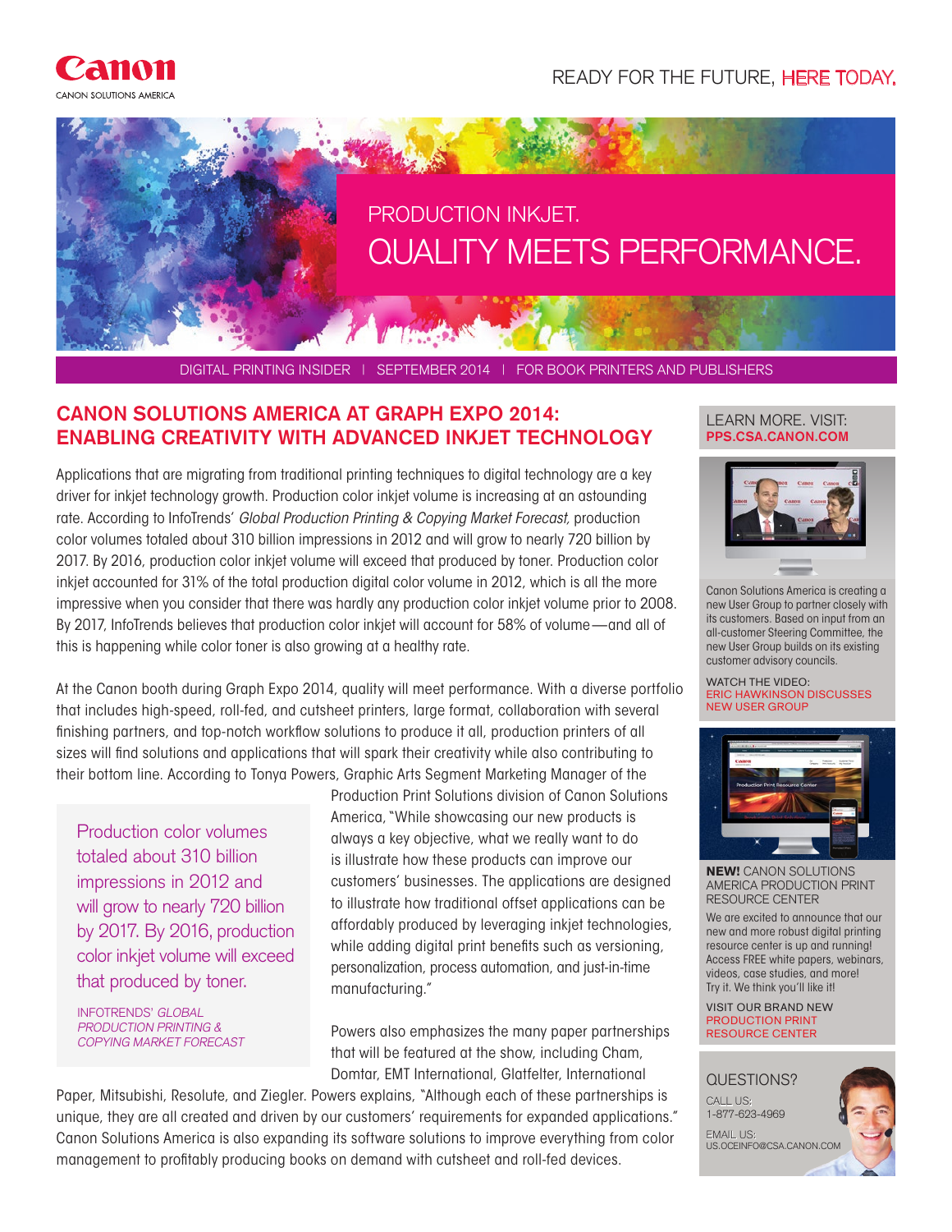Canon

CANON SOLUTIONS AMERICA

READY FOR THE FUTURE, HERE TODAY.

PRODUCTION INKJET.

# QUALITY MEETS PERFORMANCE.

DIGITAL PRINTING INSIDER | SEPTEMBER 2014 | FOR BOOK PRINTERS AND PUBLISHERS

## CANON SOLUTIONS AMERICA AT GRAPH EXPO 2014: ENABLING CREATIVITY WITH ADVANCED INKJET TECHNOLOGY

Applications that are migrating from traditional printing techniques to digital technology are a key driver for inkjet technology growth. Production color inkjet volume is increasing at an astounding rate. According to InfoTrends' *Global Production Printing & Copying Market Forecast,* production color volumes totaled about 310 billion impressions in 2012 and will grow to nearly 720 billion by 2017. By 2016, production color inkjet volume will exceed that produced by toner. Production color inkjet accounted for 31% of the total production digital color volume in 2012, which is all the more impressive when you consider that there was hardly any production color inkjet volume prior to 2008. By 2017, InfoTrends believes that production color inkjet will account for 58% of volume—and all of this is happening while color toner is also growing at a healthy rate.

At the Canon booth during Graph Expo 2014, quality will meet performance. With a diverse portfolio that includes high-speed, roll-fed, and cutsheet printers, large format, collaboration with several finishing partners, and top-notch workflow solutions to produce it all, production printers of all sizes will find solutions and applications that will spark their creativity while also contributing to their bottom line. According to Tonya Powers, Graphic Arts Segment Marketing Manager of the Production Print Solutions division of Canon Solutions America, "While showcasing our new products is always a key objective, what we really want to do is illustrate how these products can improve our customers' businesses. The applications are designed to illustrate how traditional offset applications can be affordably produced by leveraging inkjet technologies, while adding digital print benefits such as versioning, personalization, process automation, and just-in-time manufacturing."

> Production color volumes totaled about 310 billion impressions in 2012 and will grow to nearly 720 billion by 2017. By 2016, production color inkjet volume will exceed that produced by toner.
>
> INFOTRENDS' *GLOBAL PRODUCTION PRINTING & COPYING MARKET FORECAST*

Powers also emphasizes the many paper partnerships that will be featured at the show, including Cham, Domtar, EMT International, Glatfelter, International Paper, Mitsubishi, Resolute, and Ziegler. Powers explains, "Although each of these partnerships is unique, they are all created and driven by our customers' requirements for expanded applications." Canon Solutions America is also expanding its software solutions to improve everything from color management to profitably producing books on demand with cutsheet and roll-fed devices.

LEARN MORE. VISIT: **PPS.CSA.CANON.COM**

Canon Solutions America is creating a new User Group to partner closely with its customers. Based on input from an all-customer Steering Committee, the new User Group builds on its existing customer advisory councils.

WATCH THE VIDEO: ERIC HAWKINSON DISCUSSES NEW USER GROUP

**NEW!** CANON SOLUTIONS AMERICA PRODUCTION PRINT RESOURCE CENTER

We are excited to announce that our new and more robust digital printing resource center is up and running! Access FREE white papers, webinars, videos, case studies, and more! Try it. We think you'll like it!

VISIT OUR BRAND NEW PRODUCTION PRINT RESOURCE CENTER

QUESTIONS?

CALL US: 1-877-623-4969

EMAIL US: US.OCEINFO@CSA.CANON.COM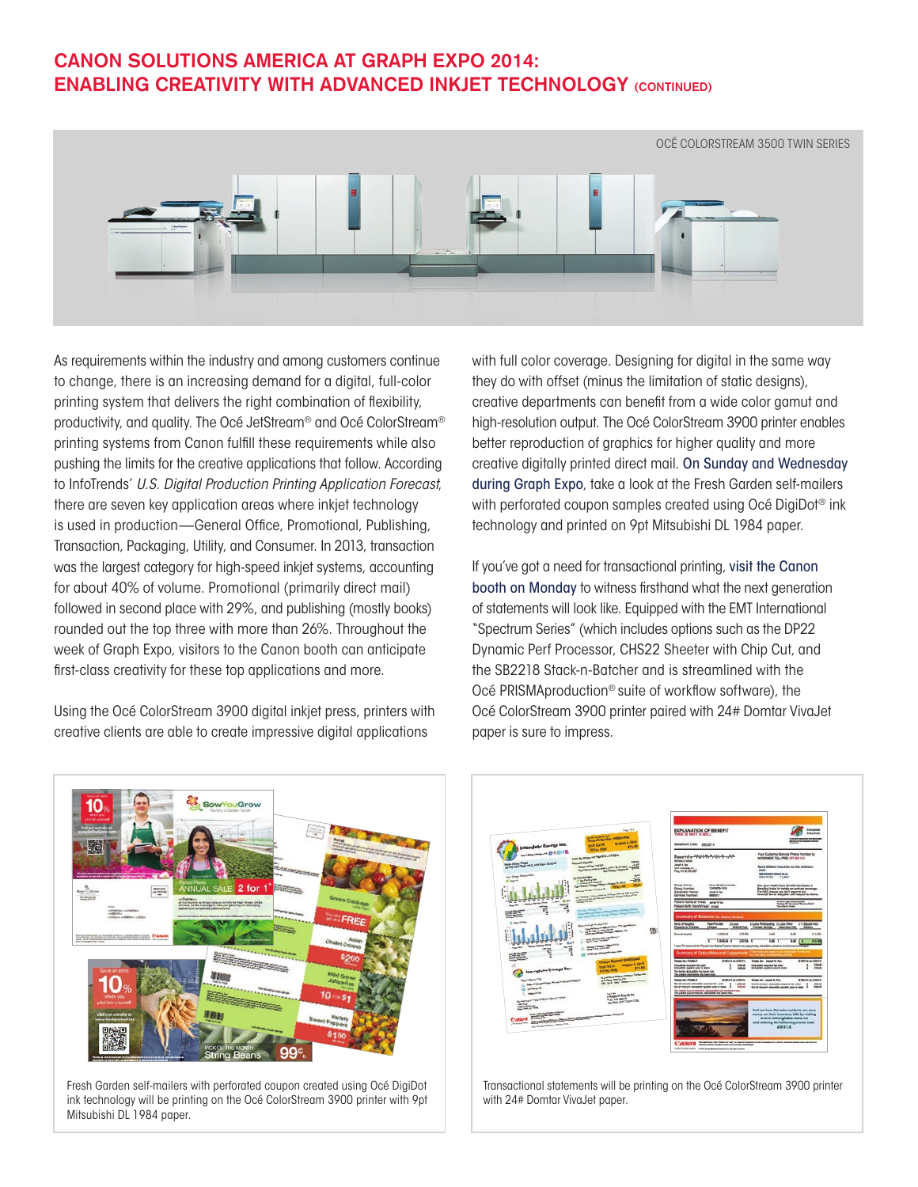# CANON SOLUTIONS AMERICA AT GRAPH EXPO 2014: ENABLING CREATIVITY WITH ADVANCED INKJET TECHNOLOGY (CONTINUED)

OCÉ COLORSTREAM 3500 TWIN SERIES

As requirements within the industry and among customers continue to change, there is an increasing demand for a digital, full-color printing system that delivers the right combination of flexibility, productivity, and quality. The Océ JetStream® and Océ ColorStream® printing systems from Canon fulfill these requirements while also pushing the limits for the creative applications that follow. According to InfoTrends' *U.S. Digital Production Printing Application Forecast*, there are seven key application areas where inkjet technology is used in production—General Office, Promotional, Publishing, Transaction, Packaging, Utility, and Consumer. In 2013, transaction was the largest category for high-speed inkjet systems, accounting for about 40% of volume. Promotional (primarily direct mail) followed in second place with 29%, and publishing (mostly books) rounded out the top three with more than 26%. Throughout the week of Graph Expo, visitors to the Canon booth can anticipate first-class creativity for these top applications and more.

Using the Océ ColorStream 3900 digital inkjet press, printers with creative clients are able to create impressive digital applications with full color coverage. Designing for digital in the same way they do with offset (minus the limitation of static designs), creative departments can benefit from a wide color gamut and high-resolution output. The Océ ColorStream 3900 printer enables better reproduction of graphics for higher quality and more creative digitally printed direct mail. On Sunday and Wednesday during Graph Expo, take a look at the Fresh Garden self-mailers with perforated coupon samples created using Océ DigiDot® ink technology and printed on 9pt Mitsubishi DL 1984 paper.

If you've got a need for transactional printing, visit the Canon booth on Monday to witness firsthand what the next generation of statements will look like. Equipped with the EMT International "Spectrum Series" (which includes options such as the DP22 Dynamic Perf Processor, CHS22 Sheeter with Chip Cut, and the SB2218 Stack-n-Batcher and is streamlined with the Océ PRISMAproduction® suite of workflow software), the Océ ColorStream 3900 printer paired with 24# Domtar VivaJet paper is sure to impress.

Fresh Garden self-mailers with perforated coupon created using Océ DigiDot ink technology will be printing on the Océ ColorStream 3900 printer with 9pt Mitsubishi DL 1984 paper.

Transactional statements will be printing on the Océ ColorStream 3900 printer with 24# Domtar VivaJet paper.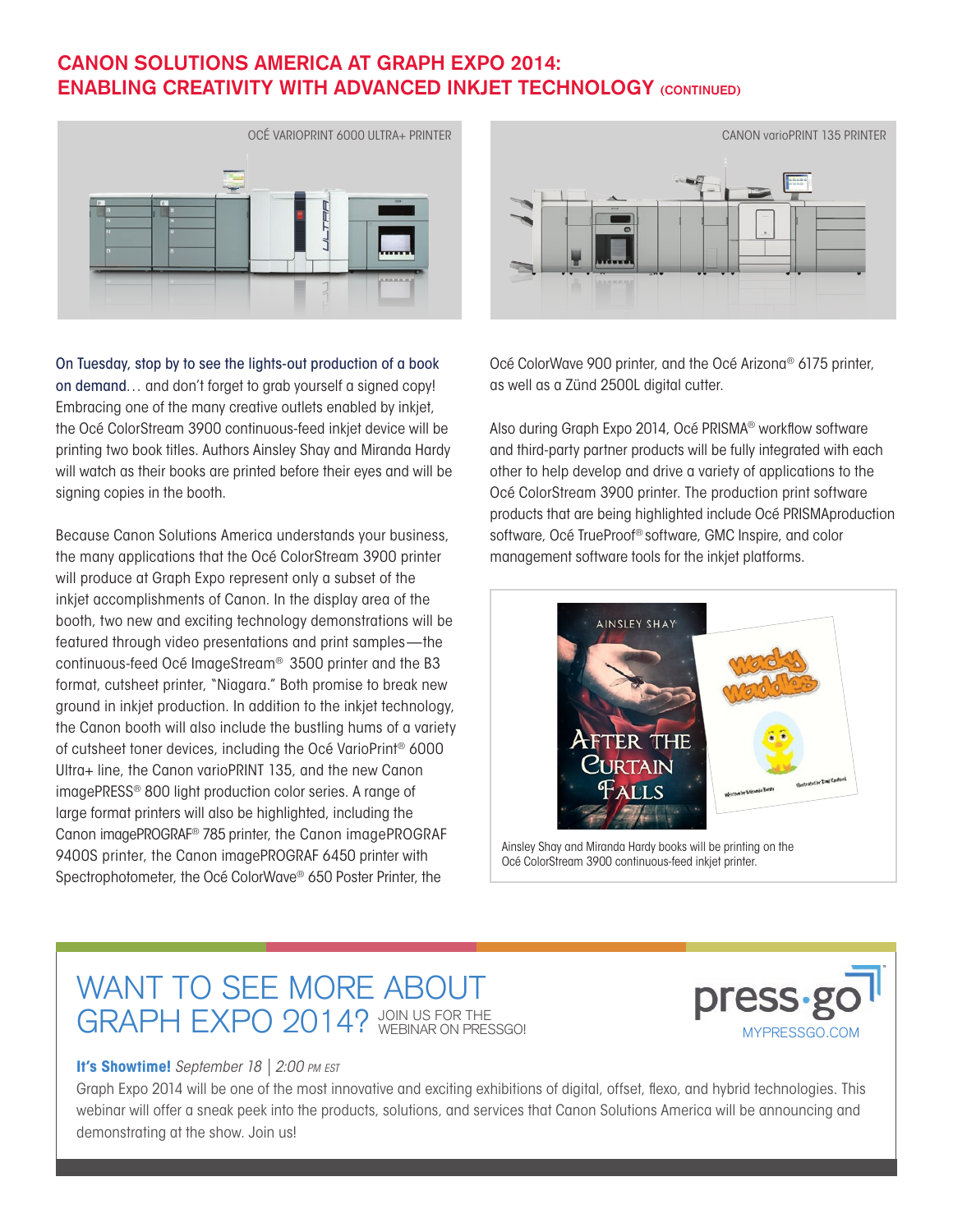# CANON SOLUTIONS AMERICA AT GRAPH EXPO 2014: ENABLING CREATIVITY WITH ADVANCED INKJET TECHNOLOGY (CONTINUED)

OCÉ VARIOPRINT 6000 ULTRA+ PRINTER

CANON varioPRINT 135 PRINTER

On Tuesday, stop by to see the lights-out production of a book on demand… and don't forget to grab yourself a signed copy! Embracing one of the many creative outlets enabled by inkjet, the Océ ColorStream 3900 continuous-feed inkjet device will be printing two book titles. Authors Ainsley Shay and Miranda Hardy will watch as their books are printed before their eyes and will be signing copies in the booth.

Because Canon Solutions America understands your business, the many applications that the Océ ColorStream 3900 printer will produce at Graph Expo represent only a subset of the inkjet accomplishments of Canon. In the display area of the booth, two new and exciting technology demonstrations will be featured through video presentations and print samples—the continuous-feed Océ ImageStream® 3500 printer and the B3 format, cutsheet printer, "Niagara." Both promise to break new ground in inkjet production. In addition to the inkjet technology, the Canon booth will also include the bustling hums of a variety of cutsheet toner devices, including the Océ VarioPrint® 6000 Ultra+ line, the Canon varioPRINT 135, and the new Canon imagePRESS® 800 light production color series. A range of large format printers will also be highlighted, including the Canon imagePROGRAF® 785 printer, the Canon imagePROGRAF 9400S printer, the Canon imagePROGRAF 6450 printer with Spectrophotometer, the Océ ColorWave® 650 Poster Printer, the Océ ColorWave 900 printer, and the Océ Arizona® 6175 printer, as well as a Zünd 2500L digital cutter.

Also during Graph Expo 2014, Océ PRISMA® workflow software and third-party partner products will be fully integrated with each other to help develop and drive a variety of applications to the Océ ColorStream 3900 printer. The production print software products that are being highlighted include Océ PRISMAproduction software, Océ TrueProof® software, GMC Inspire, and color management software tools for the inkjet platforms.

Ainsley Shay and Miranda Hardy books will be printing on the Océ ColorStream 3900 continuous-feed inkjet printer.

## WANT TO SEE MORE ABOUT GRAPH EXPO 2014? JOIN US FOR THE WEBINAR ON PRESSGO!

press·go
MYPRESSGO.COM

**It's Showtime!** *September 18 | 2:00 PM EST*

Graph Expo 2014 will be one of the most innovative and exciting exhibitions of digital, offset, flexo, and hybrid technologies. This webinar will offer a sneak peek into the products, solutions, and services that Canon Solutions America will be announcing and demonstrating at the show. Join us!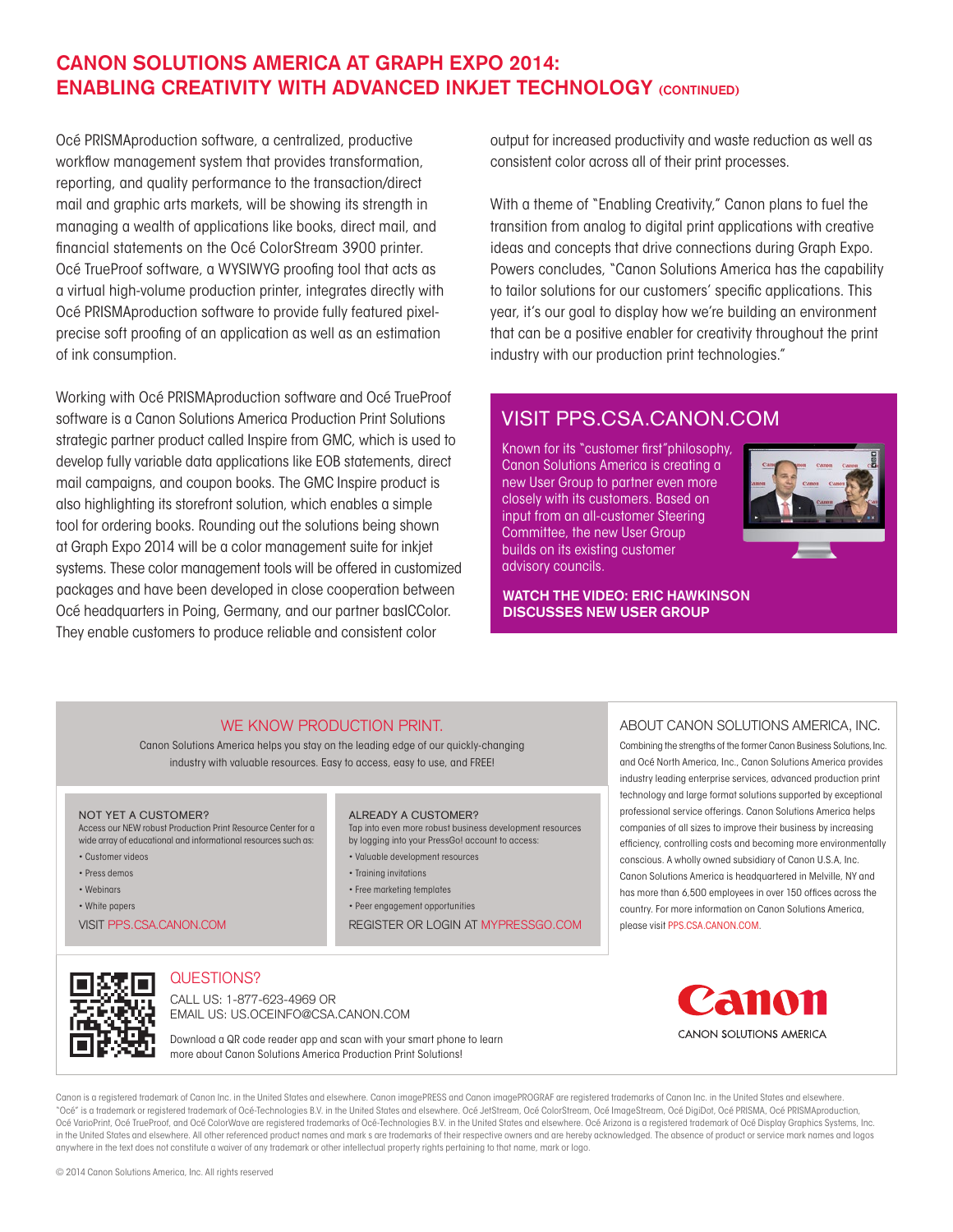# CANON SOLUTIONS AMERICA AT GRAPH EXPO 2014: ENABLING CREATIVITY WITH ADVANCED INKJET TECHNOLOGY (CONTINUED)

Océ PRISMAproduction software, a centralized, productive workflow management system that provides transformation, reporting, and quality performance to the transaction/direct mail and graphic arts markets, will be showing its strength in managing a wealth of applications like books, direct mail, and financial statements on the Océ ColorStream 3900 printer. Océ TrueProof software, a WYSIWYG proofing tool that acts as a virtual high-volume production printer, integrates directly with Océ PRISMAproduction software to provide fully featured pixel-precise soft proofing of an application as well as an estimation of ink consumption.

Working with Océ PRISMAproduction software and Océ TrueProof software is a Canon Solutions America Production Print Solutions strategic partner product called Inspire from GMC, which is used to develop fully variable data applications like EOB statements, direct mail campaigns, and coupon books. The GMC Inspire product is also highlighting its storefront solution, which enables a simple tool for ordering books. Rounding out the solutions being shown at Graph Expo 2014 will be a color management suite for inkjet systems. These color management tools will be offered in customized packages and have been developed in close cooperation between Océ headquarters in Poing, Germany, and our partner basICColor. They enable customers to produce reliable and consistent color output for increased productivity and waste reduction as well as consistent color across all of their print processes.

With a theme of "Enabling Creativity," Canon plans to fuel the transition from analog to digital print applications with creative ideas and concepts that drive connections during Graph Expo. Powers concludes, "Canon Solutions America has the capability to tailor solutions for our customers' specific applications. This year, it's our goal to display how we're building an environment that can be a positive enabler for creativity throughout the print industry with our production print technologies."

## VISIT PPS.CSA.CANON.COM

Known for its "customer first"philosophy, Canon Solutions America is creating a new User Group to partner even more closely with its customers. Based on input from an all-customer Steering Committee, the new User Group builds on its existing customer advisory councils.

**WATCH THE VIDEO: ERIC HAWKINSON DISCUSSES NEW USER GROUP**

## WE KNOW PRODUCTION PRINT.

Canon Solutions America helps you stay on the leading edge of our quickly-changing industry with valuable resources. Easy to access, easy to use, and FREE!

### NOT YET A CUSTOMER?

Access our NEW robust Production Print Resource Center for a wide array of educational and informational resources such as:

- Customer videos
- Press demos
- Webinars
- White papers

VISIT PPS.CSA.CANON.COM

### ALREADY A CUSTOMER?

Tap into even more robust business development resources by logging into your PressGo! account to access:

- Valuable development resources
- Training invitations
- Free marketing templates
- Peer engagement opportunities

REGISTER OR LOGIN AT MYPRESSGO.COM

## ABOUT CANON SOLUTIONS AMERICA, INC.

Combining the strengths of the former Canon Business Solutions, Inc. and Océ North America, Inc., Canon Solutions America provides industry leading enterprise services, advanced production print technology and large format solutions supported by exceptional professional service offerings. Canon Solutions America helps companies of all sizes to improve their business by increasing efficiency, controlling costs and becoming more environmentally conscious. A wholly owned subsidiary of Canon U.S.A, Inc. Canon Solutions America is headquartered in Melville, NY and has more than 6,500 employees in over 150 offices across the country. For more information on Canon Solutions America, please visit PPS.CSA.CANON.COM.

## QUESTIONS?

CALL US: 1-877-623-4969 OR
EMAIL US: US.OCEINFO@CSA.CANON.COM

Download a QR code reader app and scan with your smart phone to learn more about Canon Solutions America Production Print Solutions!

Canon
CANON SOLUTIONS AMERICA

Canon is a registered trademark of Canon Inc. in the United States and elsewhere. Canon imagePRESS and Canon imagePROGRAF are registered trademarks of Canon Inc. in the United States and elsewhere. "Océ" is a trademark or registered trademark of Océ-Technologies B.V. in the United States and elsewhere. Océ JetStream, Océ ColorStream, Océ ImageStream, Océ DigiDot, Océ PRISMA, Océ PRISMAproduction, Océ VarioPrint, Océ TrueProof, and Océ ColorWave are registered trademarks of Océ-Technologies B.V. in the United States and elsewhere. Océ Arizona is a registered trademark of Océ Display Graphics Systems, Inc. in the United States and elsewhere. All other referenced product names and mark s are trademarks of their respective owners and are hereby acknowledged. The absence of product or service mark names and logos anywhere in the text does not constitute a waiver of any trademark or other intellectual property rights pertaining to that name, mark or logo.

© 2014 Canon Solutions America, Inc. All rights reserved